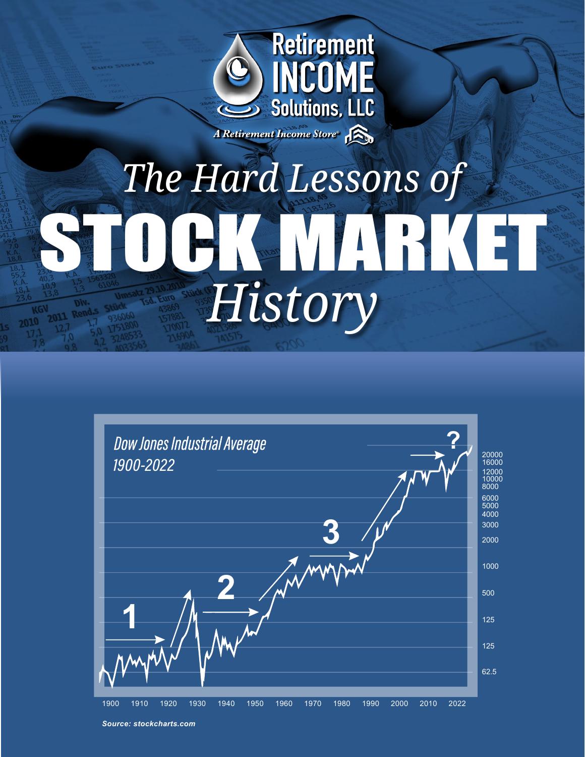Retirement INCOME Solutions, LLC

*A Retirement Income Store*

# *The Hard Lessons of* STOCK MARKET *History*

*Dow Jones Industrial Average 1900-2022*

*Source: stockcharts.com*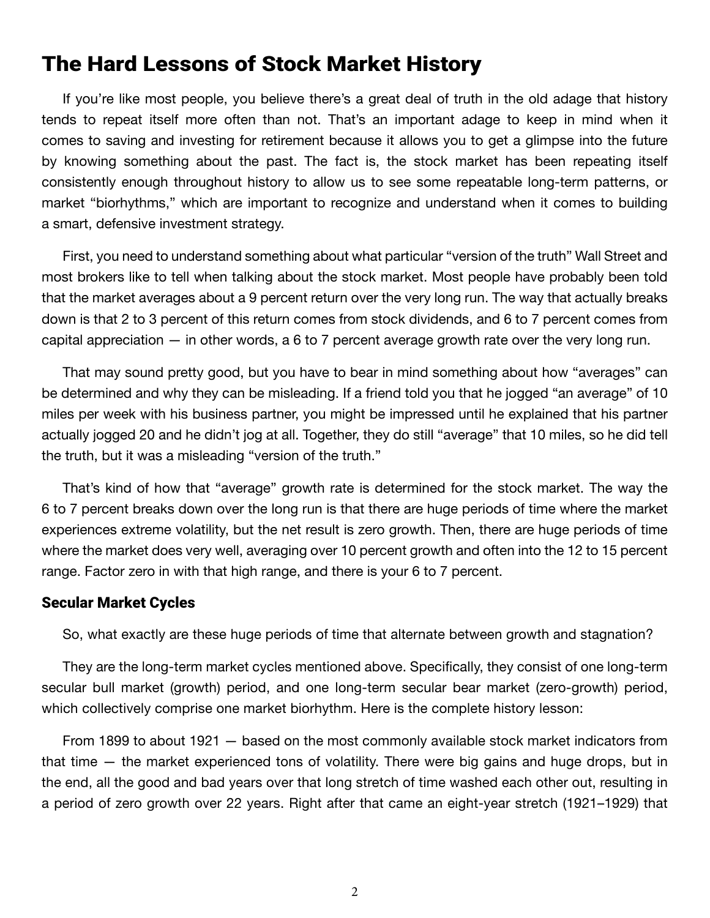# The Hard Lessons of Stock Market History

If you're like most people, you believe there's a great deal of truth in the old adage that history tends to repeat itself more often than not. That's an important adage to keep in mind when it comes to saving and investing for retirement because it allows you to get a glimpse into the future by knowing something about the past. The fact is, the stock market has been repeating itself consistently enough throughout history to allow us to see some repeatable long-term patterns, or market "biorhythms," which are important to recognize and understand when it comes to building a smart, defensive investment strategy.

First, you need to understand something about what particular "version of the truth" Wall Street and most brokers like to tell when talking about the stock market. Most people have probably been told that the market averages about a 9 percent return over the very long run. The way that actually breaks down is that 2 to 3 percent of this return comes from stock dividends, and 6 to 7 percent comes from capital appreciation — in other words, a 6 to 7 percent average growth rate over the very long run.

That may sound pretty good, but you have to bear in mind something about how "averages" can be determined and why they can be misleading. If a friend told you that he jogged "an average" of 10 miles per week with his business partner, you might be impressed until he explained that his partner actually jogged 20 and he didn't jog at all. Together, they do still "average" that 10 miles, so he did tell the truth, but it was a misleading "version of the truth."

That's kind of how that "average" growth rate is determined for the stock market. The way the 6 to 7 percent breaks down over the long run is that there are huge periods of time where the market experiences extreme volatility, but the net result is zero growth. Then, there are huge periods of time where the market does very well, averaging over 10 percent growth and often into the 12 to 15 percent range. Factor zero in with that high range, and there is your 6 to 7 percent.

### Secular Market Cycles

So, what exactly are these huge periods of time that alternate between growth and stagnation?

They are the long-term market cycles mentioned above. Specifically, they consist of one long-term secular bull market (growth) period, and one long-term secular bear market (zero-growth) period, which collectively comprise one market biorhythm. Here is the complete history lesson:

From 1899 to about 1921 — based on the most commonly available stock market indicators from that time — the market experienced tons of volatility. There were big gains and huge drops, but in the end, all the good and bad years over that long stretch of time washed each other out, resulting in a period of zero growth over 22 years. Right after that came an eight-year stretch (1921–1929) that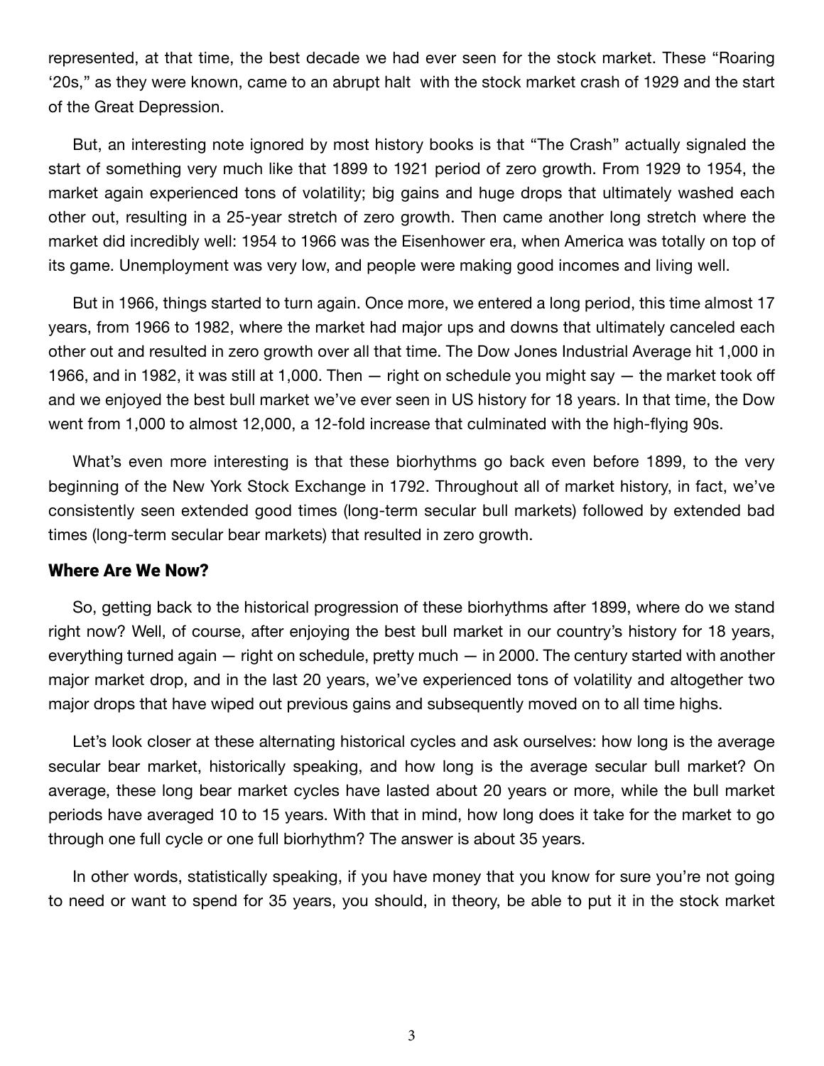represented, at that time, the best decade we had ever seen for the stock market. These "Roaring '20s," as they were known, came to an abrupt halt with the stock market crash of 1929 and the start of the Great Depression.

But, an interesting note ignored by most history books is that "The Crash" actually signaled the start of something very much like that 1899 to 1921 period of zero growth. From 1929 to 1954, the market again experienced tons of volatility; big gains and huge drops that ultimately washed each other out, resulting in a 25-year stretch of zero growth. Then came another long stretch where the market did incredibly well: 1954 to 1966 was the Eisenhower era, when America was totally on top of its game. Unemployment was very low, and people were making good incomes and living well.

But in 1966, things started to turn again. Once more, we entered a long period, this time almost 17 years, from 1966 to 1982, where the market had major ups and downs that ultimately canceled each other out and resulted in zero growth over all that time. The Dow Jones Industrial Average hit 1,000 in 1966, and in 1982, it was still at 1,000. Then — right on schedule you might say — the market took off and we enjoyed the best bull market we've ever seen in US history for 18 years. In that time, the Dow went from 1,000 to almost 12,000, a 12-fold increase that culminated with the high-flying 90s.

What's even more interesting is that these biorhythms go back even before 1899, to the very beginning of the New York Stock Exchange in 1792. Throughout all of market history, in fact, we've consistently seen extended good times (long-term secular bull markets) followed by extended bad times (long-term secular bear markets) that resulted in zero growth.

## Where Are We Now?

So, getting back to the historical progression of these biorhythms after 1899, where do we stand right now? Well, of course, after enjoying the best bull market in our country's history for 18 years, everything turned again — right on schedule, pretty much — in 2000. The century started with another major market drop, and in the last 20 years, we've experienced tons of volatility and altogether two major drops that have wiped out previous gains and subsequently moved on to all time highs.

Let's look closer at these alternating historical cycles and ask ourselves: how long is the average secular bear market, historically speaking, and how long is the average secular bull market? On average, these long bear market cycles have lasted about 20 years or more, while the bull market periods have averaged 10 to 15 years. With that in mind, how long does it take for the market to go through one full cycle or one full biorhythm? The answer is about 35 years.

In other words, statistically speaking, if you have money that you know for sure you're not going to need or want to spend for 35 years, you should, in theory, be able to put it in the stock market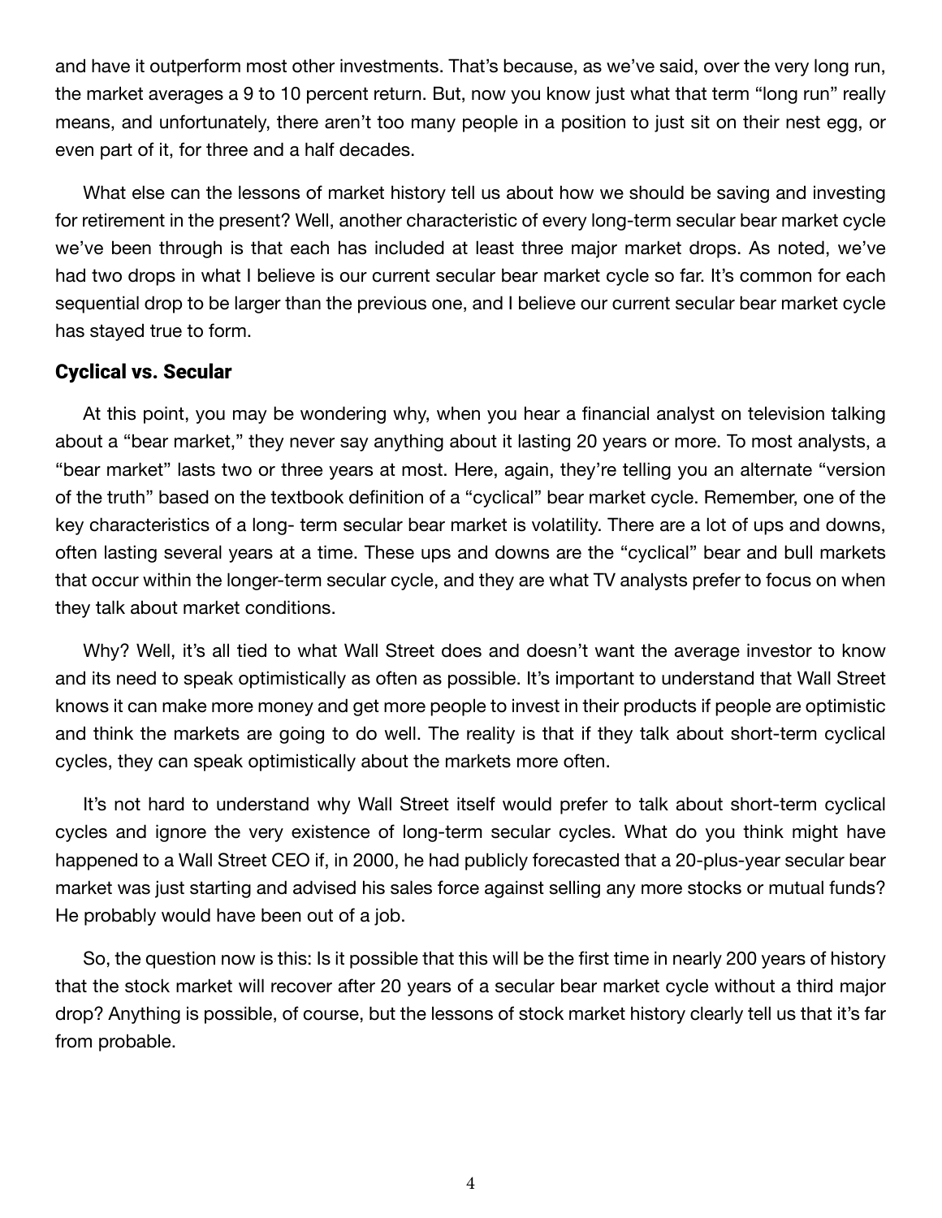and have it outperform most other investments. That's because, as we've said, over the very long run, the market averages a 9 to 10 percent return. But, now you know just what that term "long run" really means, and unfortunately, there aren't too many people in a position to just sit on their nest egg, or even part of it, for three and a half decades.

What else can the lessons of market history tell us about how we should be saving and investing for retirement in the present? Well, another characteristic of every long-term secular bear market cycle we've been through is that each has included at least three major market drops. As noted, we've had two drops in what I believe is our current secular bear market cycle so far. It's common for each sequential drop to be larger than the previous one, and I believe our current secular bear market cycle has stayed true to form.

## Cyclical vs. Secular

At this point, you may be wondering why, when you hear a financial analyst on television talking about a "bear market," they never say anything about it lasting 20 years or more. To most analysts, a "bear market" lasts two or three years at most. Here, again, they're telling you an alternate "version of the truth" based on the textbook definition of a "cyclical" bear market cycle. Remember, one of the key characteristics of a long- term secular bear market is volatility. There are a lot of ups and downs, often lasting several years at a time. These ups and downs are the "cyclical" bear and bull markets that occur within the longer-term secular cycle, and they are what TV analysts prefer to focus on when they talk about market conditions.

Why? Well, it's all tied to what Wall Street does and doesn't want the average investor to know and its need to speak optimistically as often as possible. It's important to understand that Wall Street knows it can make more money and get more people to invest in their products if people are optimistic and think the markets are going to do well. The reality is that if they talk about short-term cyclical cycles, they can speak optimistically about the markets more often.

It's not hard to understand why Wall Street itself would prefer to talk about short-term cyclical cycles and ignore the very existence of long-term secular cycles. What do you think might have happened to a Wall Street CEO if, in 2000, he had publicly forecasted that a 20-plus-year secular bear market was just starting and advised his sales force against selling any more stocks or mutual funds? He probably would have been out of a job.

So, the question now is this: Is it possible that this will be the first time in nearly 200 years of history that the stock market will recover after 20 years of a secular bear market cycle without a third major drop? Anything is possible, of course, but the lessons of stock market history clearly tell us that it's far from probable.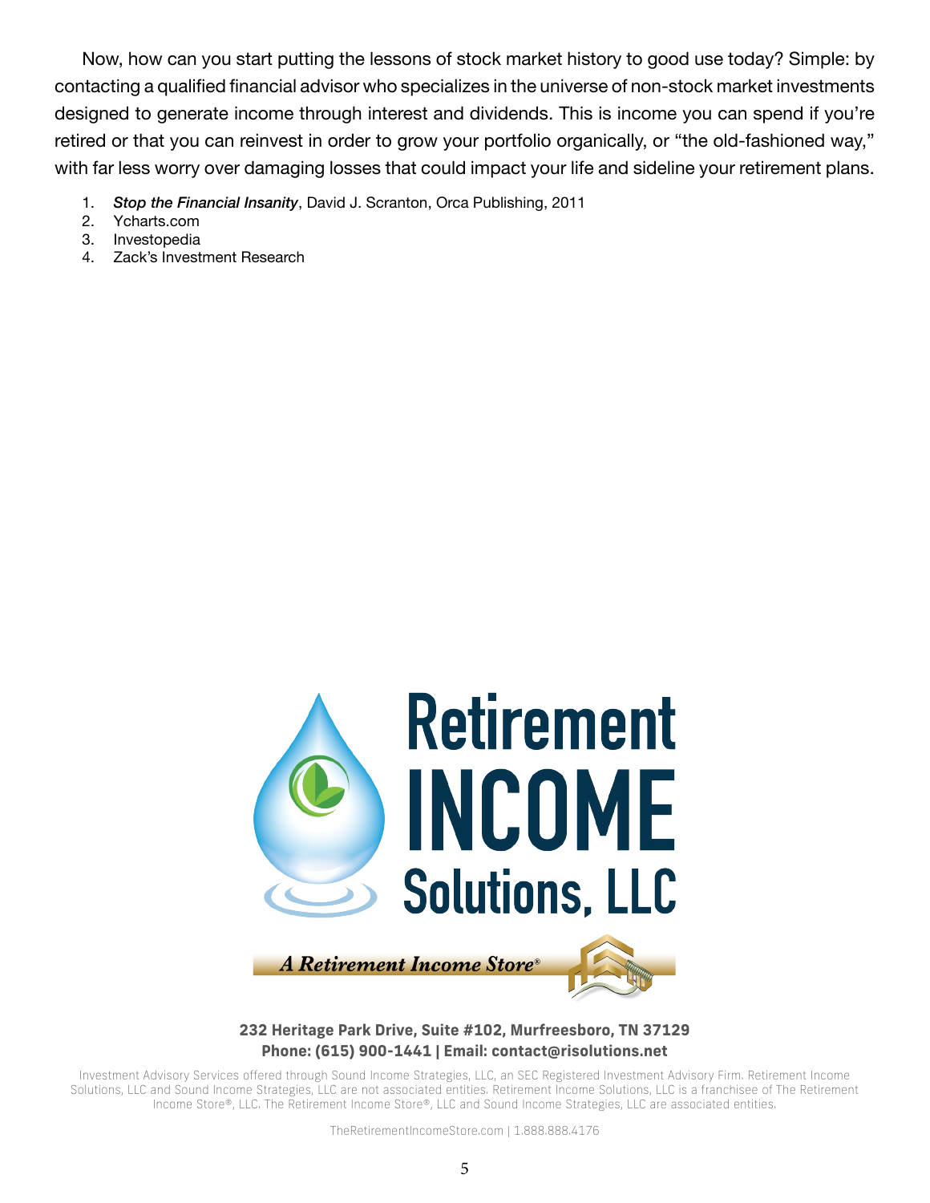Now, how can you start putting the lessons of stock market history to good use today? Simple: by contacting a qualified financial advisor who specializes in the universe of non-stock market investments designed to generate income through interest and dividends. This is income you can spend if you're retired or that you can reinvest in order to grow your portfolio organically, or "the old-fashioned way," with far less worry over damaging losses that could impact your life and sideline your retirement plans.

1. ***Stop the Financial Insanity***, David J. Scranton, Orca Publishing, 2011
2. Ycharts.com
3. Investopedia
4. Zack's Investment Research

Retirement INCOME Solutions, LLC

*A Retirement Income Store®*

**232 Heritage Park Drive, Suite #102, Murfreesboro, TN 37129**
**Phone: (615) 900-1441 | Email: contact@risolutions.net**

Investment Advisory Services offered through Sound Income Strategies, LLC, an SEC Registered Investment Advisory Firm. Retirement Income Solutions, LLC and Sound Income Strategies, LLC are not associated entities. Retirement Income Solutions, LLC is a franchisee of The Retirement Income Store®, LLC. The Retirement Income Store®, LLC and Sound Income Strategies, LLC are associated entities.

TheRetirementIncomeStore.com | 1.888.888.4176